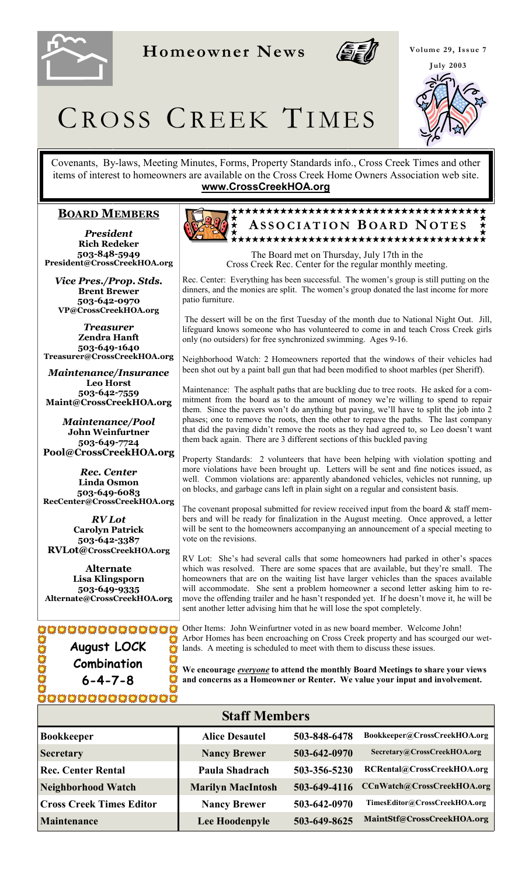# Homeowner News

# CROSS CREEK TIMES

Covenants, By-laws, Meeting Minutes, Forms, Property Standards info., Cross Creek Times and other items of interest to homeowners are available on the Cross Creek Home Owners Association web site.
**www.CrossCreekHOA.org**

## BOARD MEMBERS

***President***
**Rich Redeker**
**503-848-5949**
**President@CrossCreekHOA.org**

***Vice Pres./Prop. Stds.***
**Brent Brewer**
**503-642-0970**
**VP@CrossCreekHOA.org**

***Treasurer***
**Zendra Hanft**
**503-649-1640**
**Treasurer@CrossCreekHOA.org**

***Maintenance/Insurance***
**Leo Horst**
**503-642-7559**
**Maint@CrossCreekHOA.org**

***Maintenance/Pool***
**John Weinfurtner**
**503-649-7724**
**Pool@CrossCreekHOA.org**

***Rec. Center***
**Linda Osmon**
**503-649-6083**
**RecCenter@CrossCreekHOA.org**

***RV Lot***
**Carolyn Patrick**
**503-642-3387**
**RVLot@CrossCreekHOA.org**

***Alternate***
**Lisa Klingsporn**
**503-649-9335**
**Alternate@CrossCreekHOA.org**

**August LOCK Combination**
**6-4-7-8**

## ASSOCIATION BOARD NOTES

The Board met on Thursday, July 17th in the Cross Creek Rec. Center for the regular monthly meeting.

Rec. Center: Everything has been successful. The women's group is still putting on the dinners, and the monies are split. The women's group donated the last income for more patio furniture.

The dessert will be on the first Tuesday of the month due to National Night Out. Jill, lifeguard knows someone who has volunteered to come in and teach Cross Creek girls only (no outsiders) for free synchronized swimming. Ages 9-16.

Neighborhood Watch: 2 Homeowners reported that the windows of their vehicles had been shot out by a paint ball gun that had been modified to shoot marbles (per Sheriff).

Maintenance: The asphalt paths that are buckling due to tree roots. He asked for a commitment from the board as to the amount of money we're willing to spend to repair them. Since the pavers won't do anything but paving, we'll have to split the job into 2 phases; one to remove the roots, then the other to repave the paths. The last company that did the paving didn't remove the roots as they had agreed to, so Leo doesn't want them back again. There are 3 different sections of this buckled paving

Property Standards: 2 volunteers that have been helping with violation spotting and more violations have been brought up. Letters will be sent and fine notices issued, as well. Common violations are: apparently abandoned vehicles, vehicles not running, up on blocks, and garbage cans left in plain sight on a regular and consistent basis.

The covenant proposal submitted for review received input from the board & staff members and will be ready for finalization in the August meeting. Once approved, a letter will be sent to the homeowners accompanying an announcement of a special meeting to vote on the revisions.

RV Lot: She's had several calls that some homeowners had parked in other's spaces which was resolved. There are some spaces that are available, but they're small. The homeowners that are on the waiting list have larger vehicles than the spaces available will accommodate. She sent a problem homeowner a second letter asking him to remove the offending trailer and he hasn't responded yet. If he doesn't move it, he will be sent another letter advising him that he will lose the spot completely.

Other Items: John Weinfurtner voted in as new board member. Welcome John!
Arbor Homes has been encroaching on Cross Creek property and has scourged our wetlands. A meeting is scheduled to meet with them to discuss these issues.

**We encourage *everyone* to attend the monthly Board Meetings to share your views and concerns as a Homeowner or Renter. We value your input and involvement.**

## Staff Members

| | | | |
|---|---|---|---|
| **Bookkeeper** | **Alice Desautel** | **503-848-6478** | **Bookkeeper@CrossCreekHOA.org** |
| **Secretary** | **Nancy Brewer** | **503-642-0970** | **Secretary@CrossCreekHOA.org** |
| **Rec. Center Rental** | **Paula Shadrach** | **503-356-5230** | **RCRental@CrossCreekHOA.org** |
| **Neighborhood Watch** | **Marilyn MacIntosh** | **503-649-4116** | **CCnWatch@CrossCreekHOA.org** |
| **Cross Creek Times Editor** | **Nancy Brewer** | **503-642-0970** | **TimesEditor@CrossCreekHOA.org** |
| **Maintenance** | **Lee Hoodenpyle** | **503-649-8625** | **MaintStf@CrossCreekHOA.org** |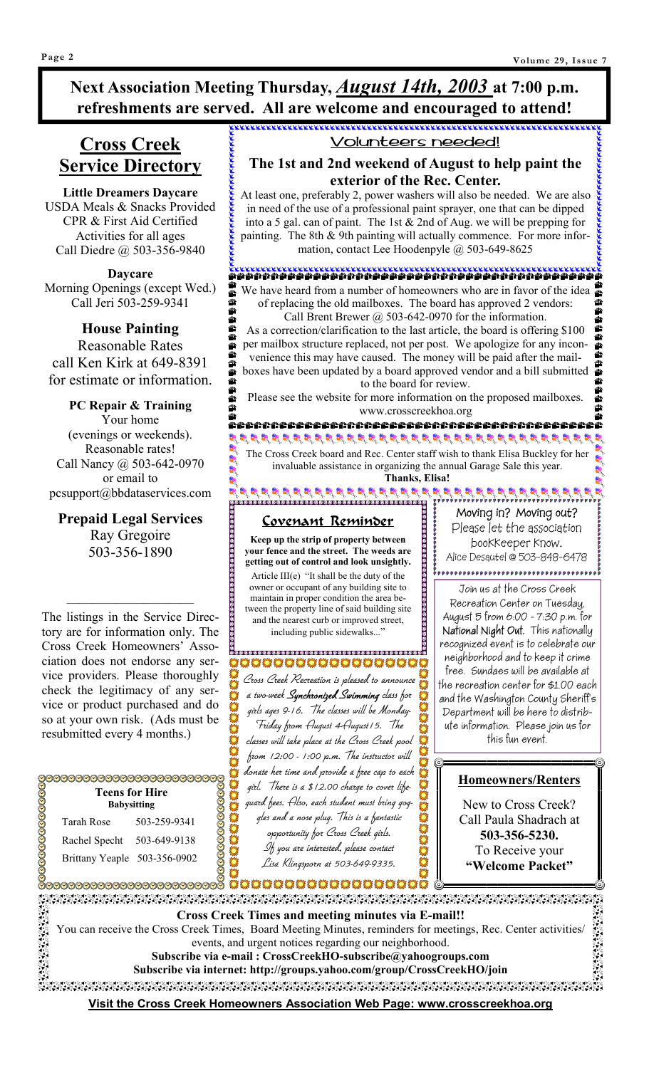# Next Association Meeting Thursday, *August 14th, 2003* at 7:00 p.m. refreshments are served. All are welcome and encouraged to attend!

## Cross Creek Service Directory

**Little Dreamers Daycare**
USDA Meals & Snacks Provided
CPR & First Aid Certified
Activities for all ages
Call Diedre @ 503-356-9840

**Daycare**
Morning Openings (except Wed.)
Call Jeri 503-259-9341

**House Painting**
Reasonable Rates
call Ken Kirk at 649-8391
for estimate or information.

**PC Repair & Training**
Your home
(evenings or weekends).
Reasonable rates!
Call Nancy @ 503-642-0970
or email to
pcsupport@bbdataservices.com

**Prepaid Legal Services**
Ray Gregoire
503-356-1890

The listings in the Service Directory are for information only. The Cross Creek Homeowners' Association does not endorse any service providers. Please thoroughly check the legitimacy of any service or product purchased and do so at your own risk. (Ads must be resubmitted every 4 months.)

**Teens for Hire**
**Babysitting**

| | |
|---|---|
| Tarah Rose | 503-259-9341 |
| Rachel Specht | 503-649-9138 |
| Brittany Yeaple | 503-356-0902 |

## Volunteers needed!

### The 1st and 2nd weekend of August to help paint the exterior of the Rec. Center.

At least one, preferably 2, power washers will also be needed. We are also in need of the use of a professional paint sprayer, one that can be dipped into a 5 gal. can of paint. The 1st & 2nd of Aug. we will be prepping for painting. The 8th & 9th painting will actually commence. For more information, contact Lee Hoodenpyle @ 503-649-8625

We have heard from a number of homeowners who are in favor of the idea of replacing the old mailboxes. The board has approved 2 vendors: Call Brent Brewer @ 503-642-0970 for the information.
As a correction/clarification to the last article, the board is offering $100 per mailbox structure replaced, not per post. We apologize for any inconvenience this may have caused. The money will be paid after the mailboxes have been updated by a board approved vendor and a bill submitted to the board for review.
Please see the website for more information on the proposed mailboxes.
www.crosscreekhoa.org

The Cross Creek board and Rec. Center staff wish to thank Elisa Buckley for her invaluable assistance in organizing the annual Garage Sale this year.
**Thanks, Elisa!**

## Covenant Reminder

**Keep up the strip of property between your fence and the street. The weeds are getting out of control and look unsightly.**

Article III(e) "It shall be the duty of the owner or occupant of any building site to maintain in proper condition the area between the property line of said building site and the nearest curb or improved street, including public sidewalks..."

Moving in? Moving out?
Please let the association bookkeeper know.
Alice Desautel @ 503-848-6478

Join us at the Cross Creek Recreation Center on Tuesday, August 5 from 6:00 - 7:30 p.m. for **National Night Out**. This nationally recognized event is to celebrate our neighborhood and to keep it crime free. Sundaes will be available at the recreation center for $1.00 each and the Washington County Sheriff's Department will be here to distribute information. Please join us for this fun event.

Cross Creek Recreation is pleased to announce a two-week **Synchronized Swimming** class for girls ages 9-16. The classes will be Monday-Friday from August 4-August 15. The classes will take place at the Cross Creek pool from 12:00 - 1:00 p.m. The instructor will donate her time and provide a free cap to each girl. There is a $12.00 charge to cover lifeguard fees. Also, each student must bring goggles and a nose plug. This is a fantastic opportunity for Cross Creek girls. If you are interested, please contact Lisa Klingsporn at 503-649-9335.

**Homeowners/Renters**

New to Cross Creek?
Call Paula Shadrach at
**503-356-5230.**
To Receive your
**"Welcome Packet"**

**Cross Creek Times and meeting minutes via E-mail!!**
You can receive the Cross Creek Times, Board Meeting Minutes, reminders for meetings, Rec. Center activities/events, and urgent notices regarding our neighborhood.
**Subscribe via e-mail : CrossCreekHO-subscribe@yahoogroups.com**
**Subscribe via internet: http://groups.yahoo.com/group/CrossCreekHO/join**

**Visit the Cross Creek Homeowners Association Web Page: www.crosscreekhoa.org**